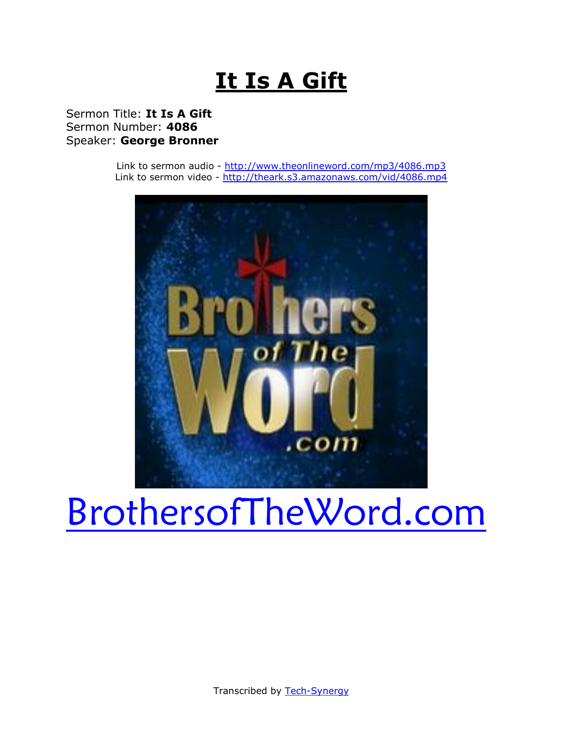# It Is A Gift

Sermon Title: **It Is A Gift**
Sermon Number: **4086**
Speaker: **George Bronner**

Link to sermon audio - http://www.theonlineword.com/mp3/4086.mp3
Link to sermon video - http://theark.s3.amazonaws.com/vid/4086.mp4

BrothersofTheWord.com

Transcribed by Tech-Synergy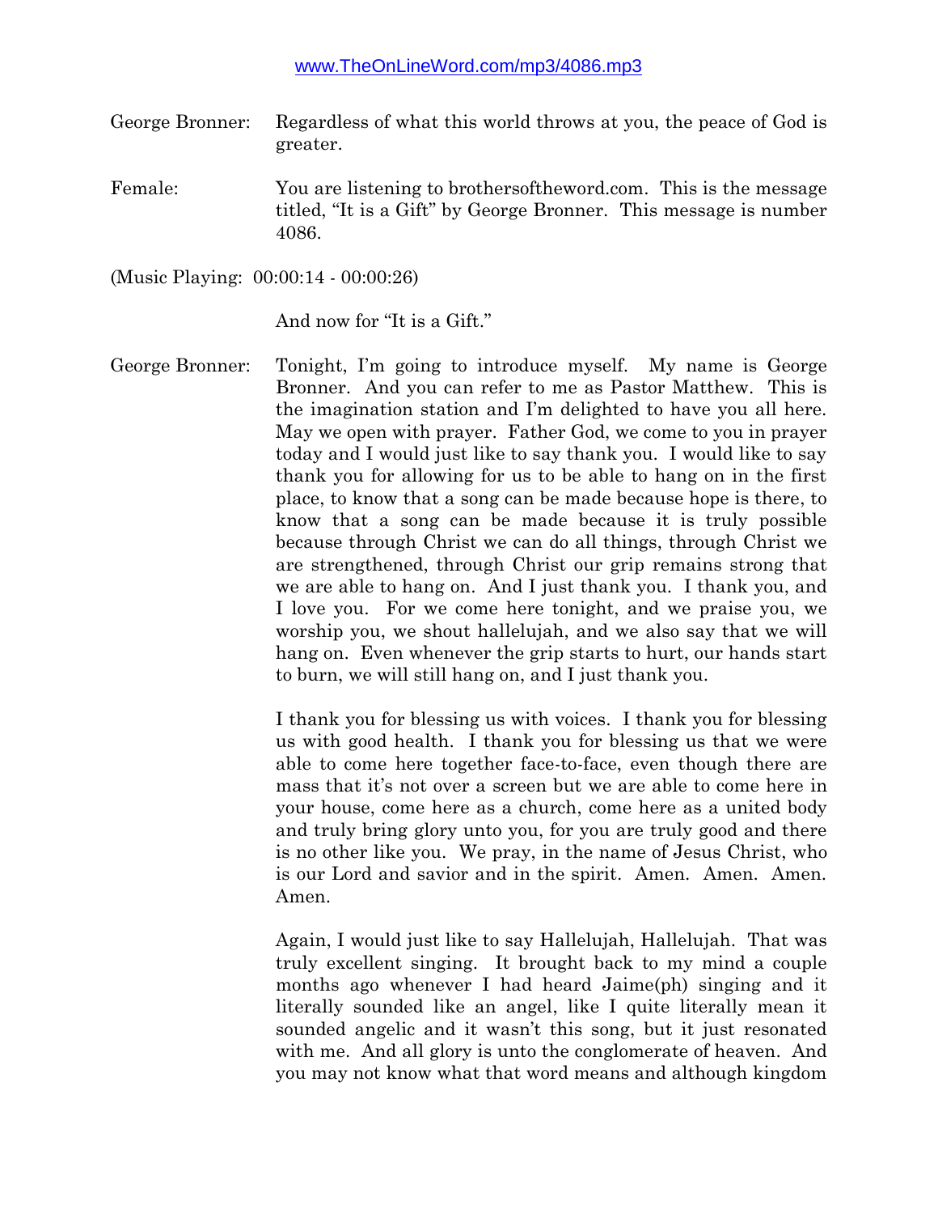www.TheOnLineWord.com/mp3/4086.mp3

George Bronner: Regardless of what this world throws at you, the peace of God is greater.

Female: You are listening to brothersoftheword.com. This is the message titled, "It is a Gift" by George Bronner. This message is number 4086.

(Music Playing: 00:00:14 - 00:00:26)

And now for "It is a Gift."

George Bronner: Tonight, I'm going to introduce myself. My name is George Bronner. And you can refer to me as Pastor Matthew. This is the imagination station and I'm delighted to have you all here. May we open with prayer. Father God, we come to you in prayer today and I would just like to say thank you. I would like to say thank you for allowing for us to be able to hang on in the first place, to know that a song can be made because hope is there, to know that a song can be made because it is truly possible because through Christ we can do all things, through Christ we are strengthened, through Christ our grip remains strong that we are able to hang on. And I just thank you. I thank you, and I love you. For we come here tonight, and we praise you, we worship you, we shout hallelujah, and we also say that we will hang on. Even whenever the grip starts to hurt, our hands start to burn, we will still hang on, and I just thank you.

I thank you for blessing us with voices. I thank you for blessing us with good health. I thank you for blessing us that we were able to come here together face-to-face, even though there are mass that it's not over a screen but we are able to come here in your house, come here as a church, come here as a united body and truly bring glory unto you, for you are truly good and there is no other like you. We pray, in the name of Jesus Christ, who is our Lord and savior and in the spirit. Amen. Amen. Amen. Amen.

Again, I would just like to say Hallelujah, Hallelujah. That was truly excellent singing. It brought back to my mind a couple months ago whenever I had heard Jaime(ph) singing and it literally sounded like an angel, like I quite literally mean it sounded angelic and it wasn't this song, but it just resonated with me. And all glory is unto the conglomerate of heaven. And you may not know what that word means and although kingdom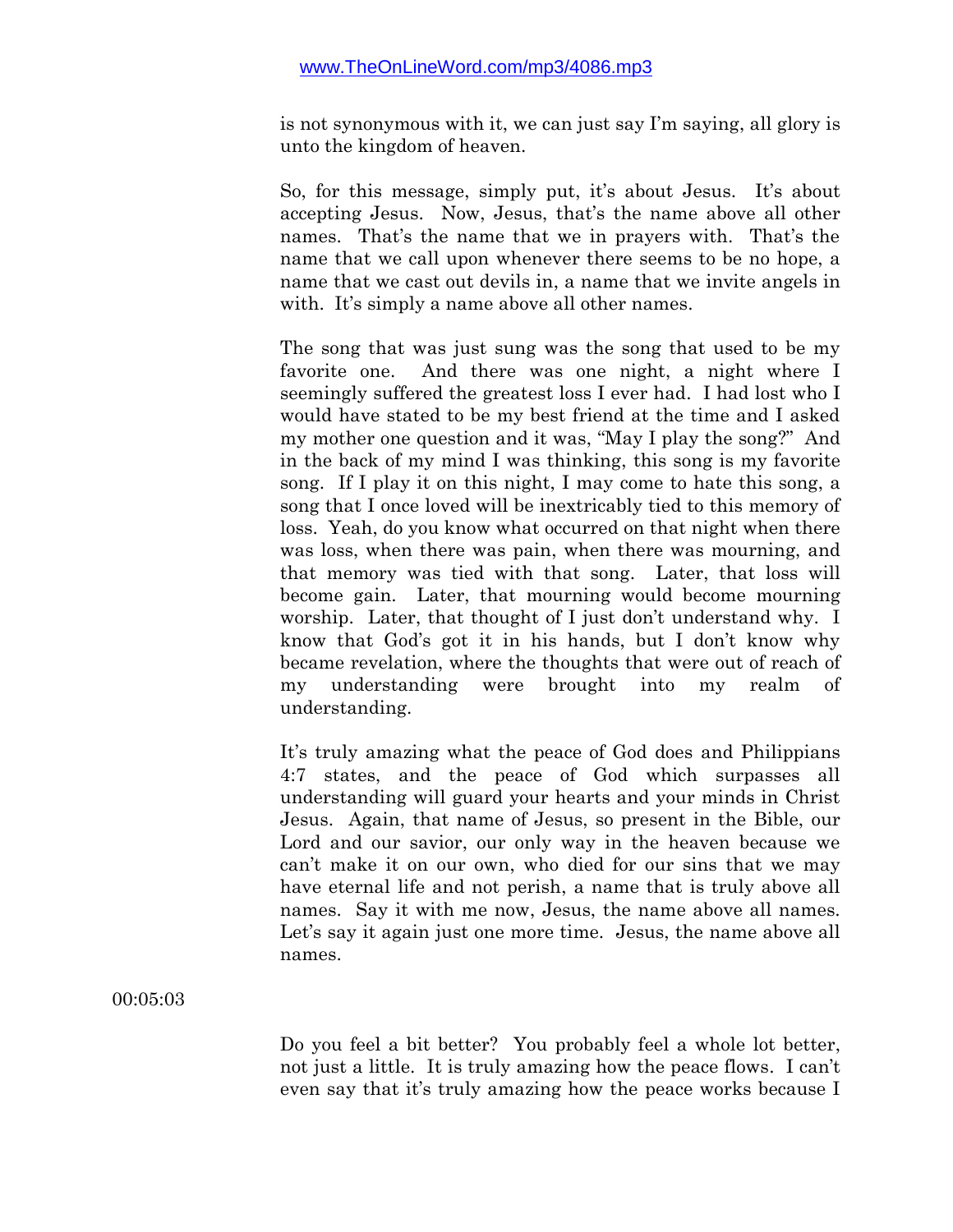is not synonymous with it, we can just say I'm saying, all glory is unto the kingdom of heaven.

So, for this message, simply put, it's about Jesus. It's about accepting Jesus. Now, Jesus, that's the name above all other names. That's the name that we in prayers with. That's the name that we call upon whenever there seems to be no hope, a name that we cast out devils in, a name that we invite angels in with. It's simply a name above all other names.

The song that was just sung was the song that used to be my favorite one. And there was one night, a night where I seemingly suffered the greatest loss I ever had. I had lost who I would have stated to be my best friend at the time and I asked my mother one question and it was, "May I play the song?" And in the back of my mind I was thinking, this song is my favorite song. If I play it on this night, I may come to hate this song, a song that I once loved will be inextricably tied to this memory of loss. Yeah, do you know what occurred on that night when there was loss, when there was pain, when there was mourning, and that memory was tied with that song. Later, that loss will become gain. Later, that mourning would become mourning worship. Later, that thought of I just don't understand why. I know that God's got it in his hands, but I don't know why became revelation, where the thoughts that were out of reach of my understanding were brought into my realm of understanding.

It's truly amazing what the peace of God does and Philippians 4:7 states, and the peace of God which surpasses all understanding will guard your hearts and your minds in Christ Jesus. Again, that name of Jesus, so present in the Bible, our Lord and our savior, our only way in the heaven because we can't make it on our own, who died for our sins that we may have eternal life and not perish, a name that is truly above all names. Say it with me now, Jesus, the name above all names. Let's say it again just one more time. Jesus, the name above all names.

00:05:03

Do you feel a bit better? You probably feel a whole lot better, not just a little. It is truly amazing how the peace flows. I can't even say that it's truly amazing how the peace works because I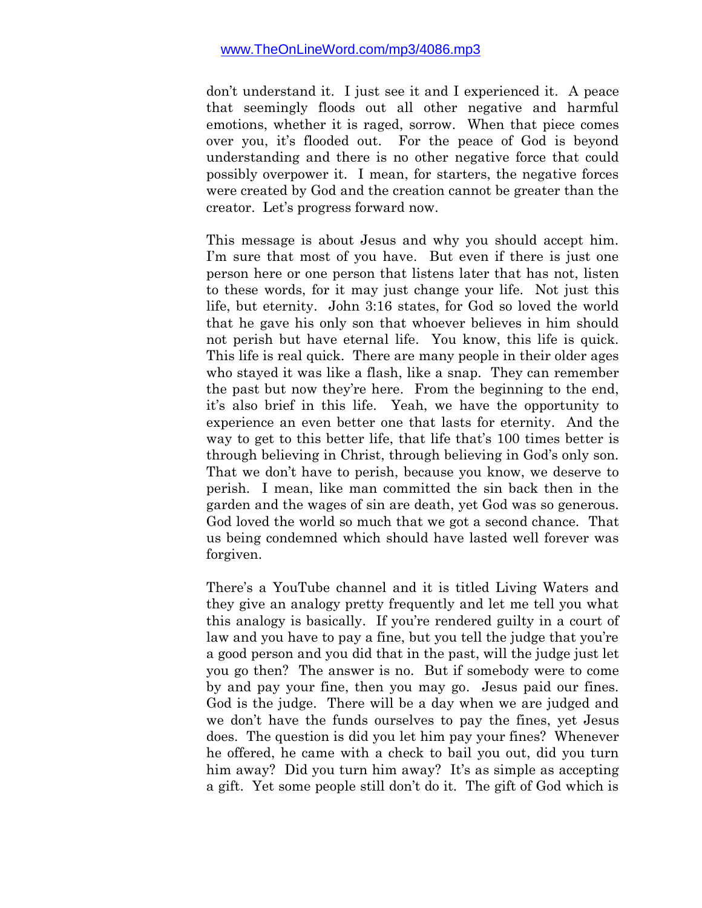don't understand it. I just see it and I experienced it. A peace that seemingly floods out all other negative and harmful emotions, whether it is raged, sorrow. When that piece comes over you, it's flooded out. For the peace of God is beyond understanding and there is no other negative force that could possibly overpower it. I mean, for starters, the negative forces were created by God and the creation cannot be greater than the creator. Let's progress forward now.

This message is about Jesus and why you should accept him. I'm sure that most of you have. But even if there is just one person here or one person that listens later that has not, listen to these words, for it may just change your life. Not just this life, but eternity. John 3:16 states, for God so loved the world that he gave his only son that whoever believes in him should not perish but have eternal life. You know, this life is quick. This life is real quick. There are many people in their older ages who stayed it was like a flash, like a snap. They can remember the past but now they're here. From the beginning to the end, it's also brief in this life. Yeah, we have the opportunity to experience an even better one that lasts for eternity. And the way to get to this better life, that life that's 100 times better is through believing in Christ, through believing in God's only son. That we don't have to perish, because you know, we deserve to perish. I mean, like man committed the sin back then in the garden and the wages of sin are death, yet God was so generous. God loved the world so much that we got a second chance. That us being condemned which should have lasted well forever was forgiven.

There's a YouTube channel and it is titled Living Waters and they give an analogy pretty frequently and let me tell you what this analogy is basically. If you're rendered guilty in a court of law and you have to pay a fine, but you tell the judge that you're a good person and you did that in the past, will the judge just let you go then? The answer is no. But if somebody were to come by and pay your fine, then you may go. Jesus paid our fines. God is the judge. There will be a day when we are judged and we don't have the funds ourselves to pay the fines, yet Jesus does. The question is did you let him pay your fines? Whenever he offered, he came with a check to bail you out, did you turn him away? Did you turn him away? It's as simple as accepting a gift. Yet some people still don't do it. The gift of God which is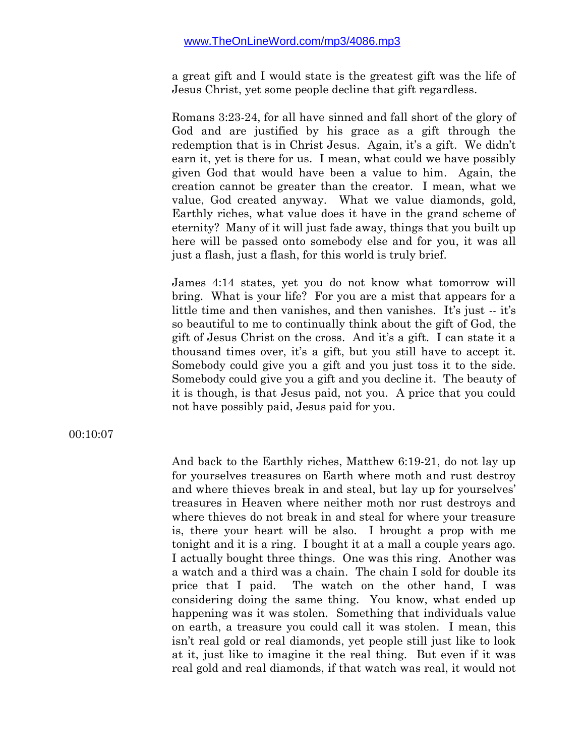a great gift and I would state is the greatest gift was the life of Jesus Christ, yet some people decline that gift regardless.

Romans 3:23-24, for all have sinned and fall short of the glory of God and are justified by his grace as a gift through the redemption that is in Christ Jesus. Again, it's a gift. We didn't earn it, yet is there for us. I mean, what could we have possibly given God that would have been a value to him. Again, the creation cannot be greater than the creator. I mean, what we value, God created anyway. What we value diamonds, gold, Earthly riches, what value does it have in the grand scheme of eternity? Many of it will just fade away, things that you built up here will be passed onto somebody else and for you, it was all just a flash, just a flash, for this world is truly brief.

James 4:14 states, yet you do not know what tomorrow will bring. What is your life? For you are a mist that appears for a little time and then vanishes, and then vanishes. It's just -- it's so beautiful to me to continually think about the gift of God, the gift of Jesus Christ on the cross. And it's a gift. I can state it a thousand times over, it's a gift, but you still have to accept it. Somebody could give you a gift and you just toss it to the side. Somebody could give you a gift and you decline it. The beauty of it is though, is that Jesus paid, not you. A price that you could not have possibly paid, Jesus paid for you.

00:10:07

And back to the Earthly riches, Matthew 6:19-21, do not lay up for yourselves treasures on Earth where moth and rust destroy and where thieves break in and steal, but lay up for yourselves' treasures in Heaven where neither moth nor rust destroys and where thieves do not break in and steal for where your treasure is, there your heart will be also. I brought a prop with me tonight and it is a ring. I bought it at a mall a couple years ago. I actually bought three things. One was this ring. Another was a watch and a third was a chain. The chain I sold for double its price that I paid. The watch on the other hand, I was considering doing the same thing. You know, what ended up happening was it was stolen. Something that individuals value on earth, a treasure you could call it was stolen. I mean, this isn't real gold or real diamonds, yet people still just like to look at it, just like to imagine it the real thing. But even if it was real gold and real diamonds, if that watch was real, it would not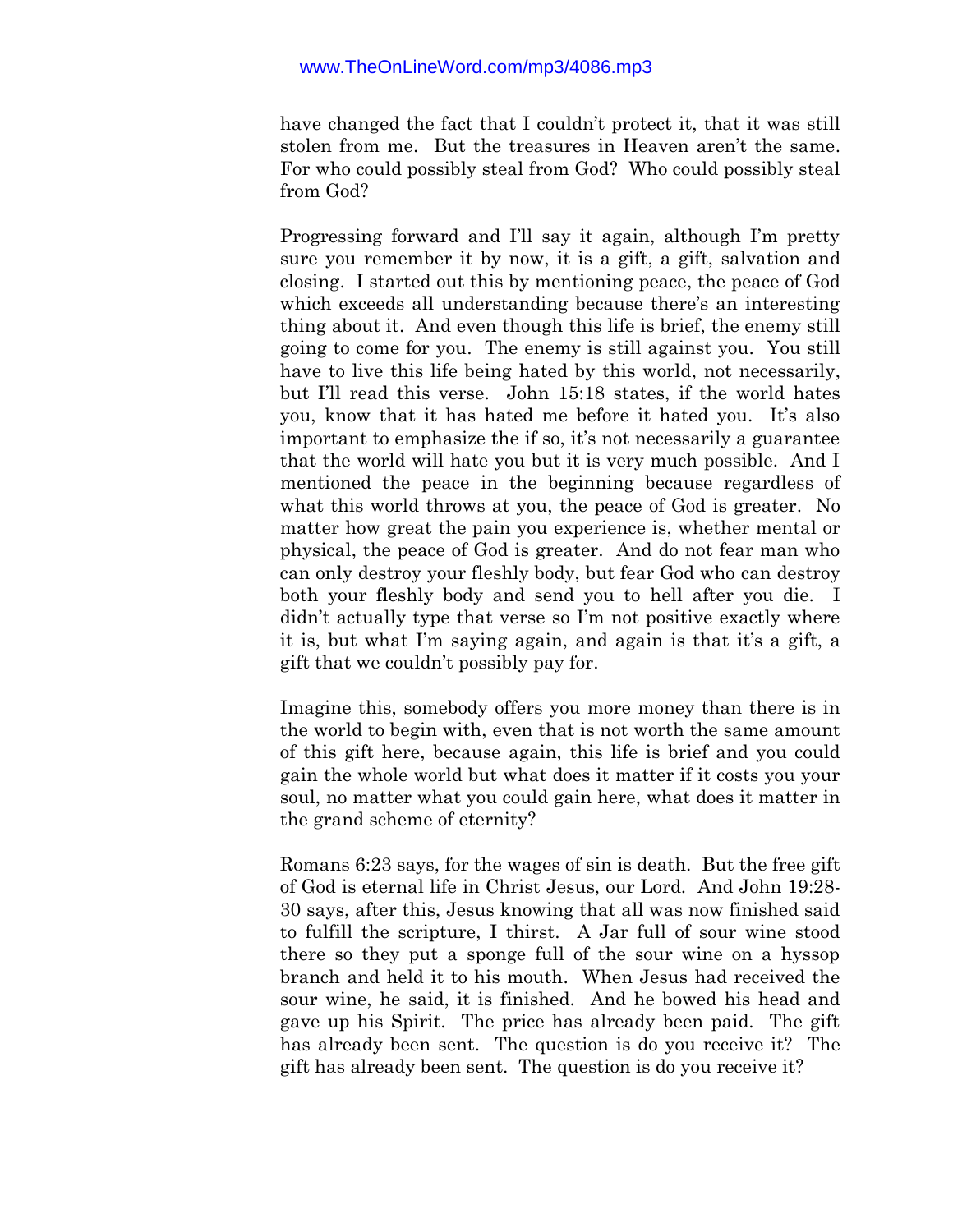have changed the fact that I couldn't protect it, that it was still stolen from me. But the treasures in Heaven aren't the same. For who could possibly steal from God? Who could possibly steal from God?

Progressing forward and I'll say it again, although I'm pretty sure you remember it by now, it is a gift, a gift, salvation and closing. I started out this by mentioning peace, the peace of God which exceeds all understanding because there's an interesting thing about it. And even though this life is brief, the enemy still going to come for you. The enemy is still against you. You still have to live this life being hated by this world, not necessarily, but I'll read this verse. John 15:18 states, if the world hates you, know that it has hated me before it hated you. It's also important to emphasize the if so, it's not necessarily a guarantee that the world will hate you but it is very much possible. And I mentioned the peace in the beginning because regardless of what this world throws at you, the peace of God is greater. No matter how great the pain you experience is, whether mental or physical, the peace of God is greater. And do not fear man who can only destroy your fleshly body, but fear God who can destroy both your fleshly body and send you to hell after you die. I didn't actually type that verse so I'm not positive exactly where it is, but what I'm saying again, and again is that it's a gift, a gift that we couldn't possibly pay for.

Imagine this, somebody offers you more money than there is in the world to begin with, even that is not worth the same amount of this gift here, because again, this life is brief and you could gain the whole world but what does it matter if it costs you your soul, no matter what you could gain here, what does it matter in the grand scheme of eternity?

Romans 6:23 says, for the wages of sin is death. But the free gift of God is eternal life in Christ Jesus, our Lord. And John 19:28-30 says, after this, Jesus knowing that all was now finished said to fulfill the scripture, I thirst. A Jar full of sour wine stood there so they put a sponge full of the sour wine on a hyssop branch and held it to his mouth. When Jesus had received the sour wine, he said, it is finished. And he bowed his head and gave up his Spirit. The price has already been paid. The gift has already been sent. The question is do you receive it? The gift has already been sent. The question is do you receive it?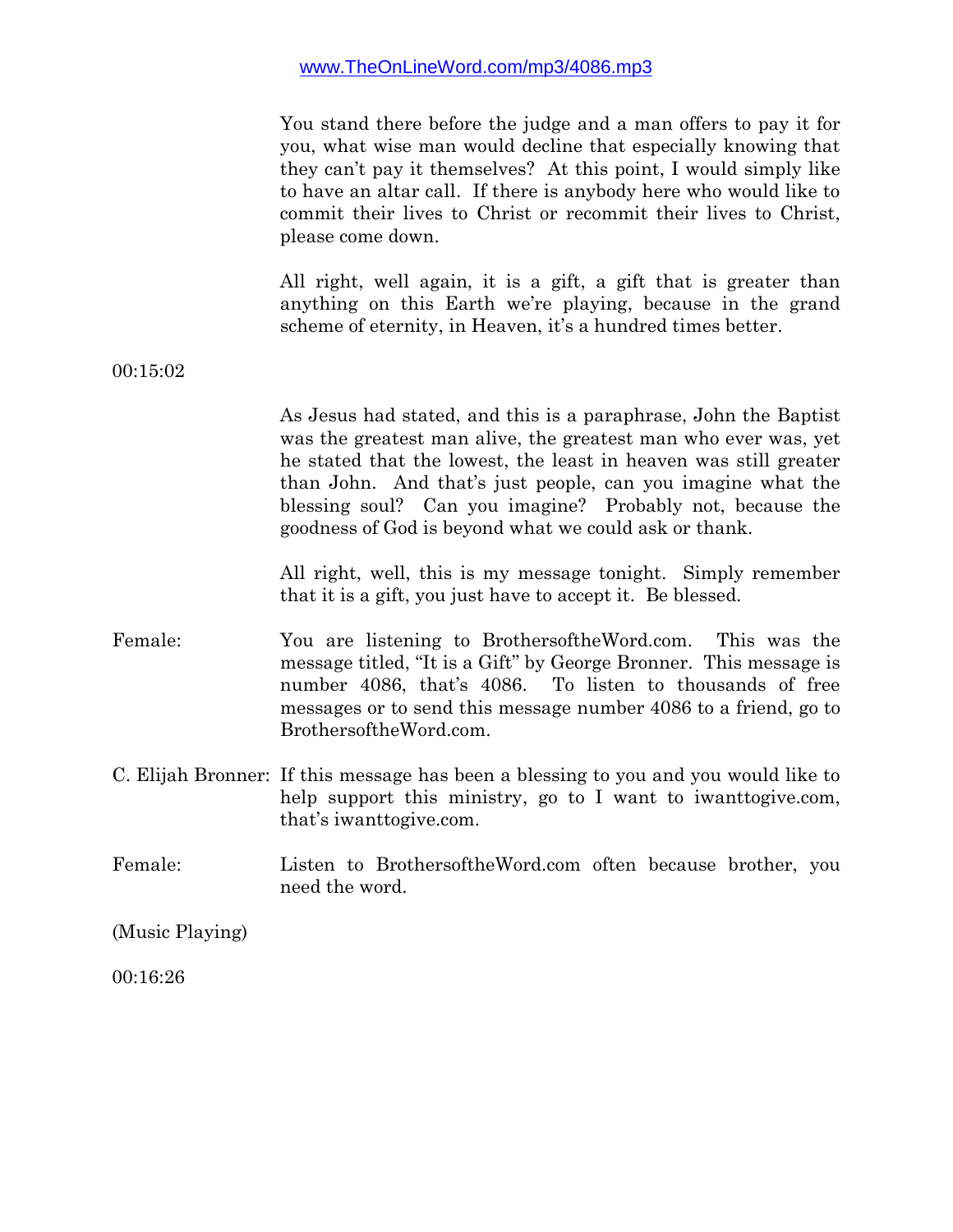www.TheOnLineWord.com/mp3/4086.mp3

You stand there before the judge and a man offers to pay it for you, what wise man would decline that especially knowing that they can't pay it themselves? At this point, I would simply like to have an altar call. If there is anybody here who would like to commit their lives to Christ or recommit their lives to Christ, please come down.

All right, well again, it is a gift, a gift that is greater than anything on this Earth we're playing, because in the grand scheme of eternity, in Heaven, it's a hundred times better.

00:15:02

As Jesus had stated, and this is a paraphrase, John the Baptist was the greatest man alive, the greatest man who ever was, yet he stated that the lowest, the least in heaven was still greater than John. And that's just people, can you imagine what the blessing soul? Can you imagine? Probably not, because the goodness of God is beyond what we could ask or thank.

All right, well, this is my message tonight. Simply remember that it is a gift, you just have to accept it. Be blessed.

Female: You are listening to BrothersoftheWord.com. This was the message titled, "It is a Gift" by George Bronner. This message is number 4086, that's 4086. To listen to thousands of free messages or to send this message number 4086 to a friend, go to BrothersoftheWord.com.

C. Elijah Bronner: If this message has been a blessing to you and you would like to help support this ministry, go to I want to iwanttogive.com, that's iwanttogive.com.

Female: Listen to BrothersoftheWord.com often because brother, you need the word.

(Music Playing)

00:16:26